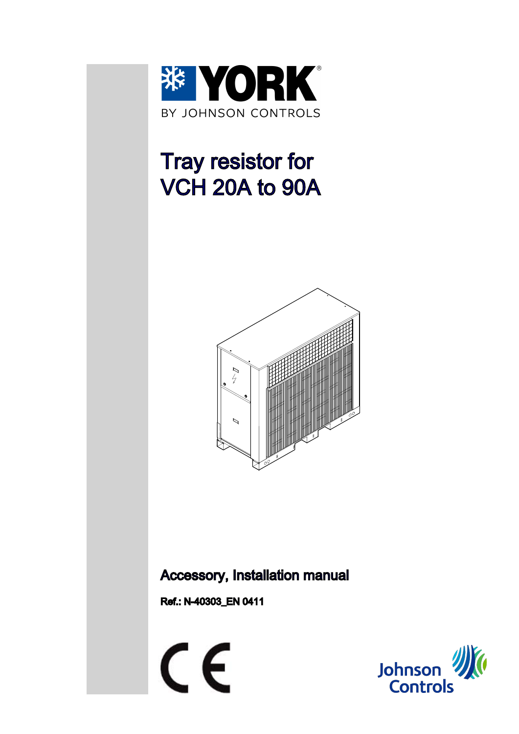YORK

BY JOHNSON CONTROLS

# Tray resistor for VCH 20A to 90A

## Accessory, Installation manual

**Ref.: N-40303_EN 0411**

Johnson Controls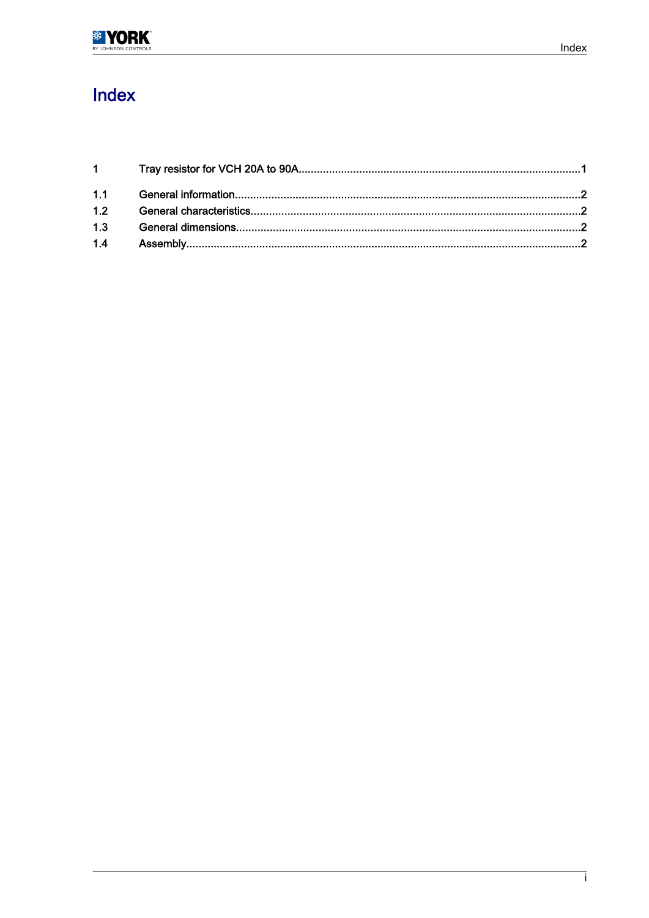# Index

| | | |
|---|---|---|
| 1 | Tray resistor for VCH 20A to 90A | 1 |
| 1.1 | General information | 2 |
| 1.2 | General characteristics | 2 |
| 1.3 | General dimensions | 2 |
| 1.4 | Assembly | 2 |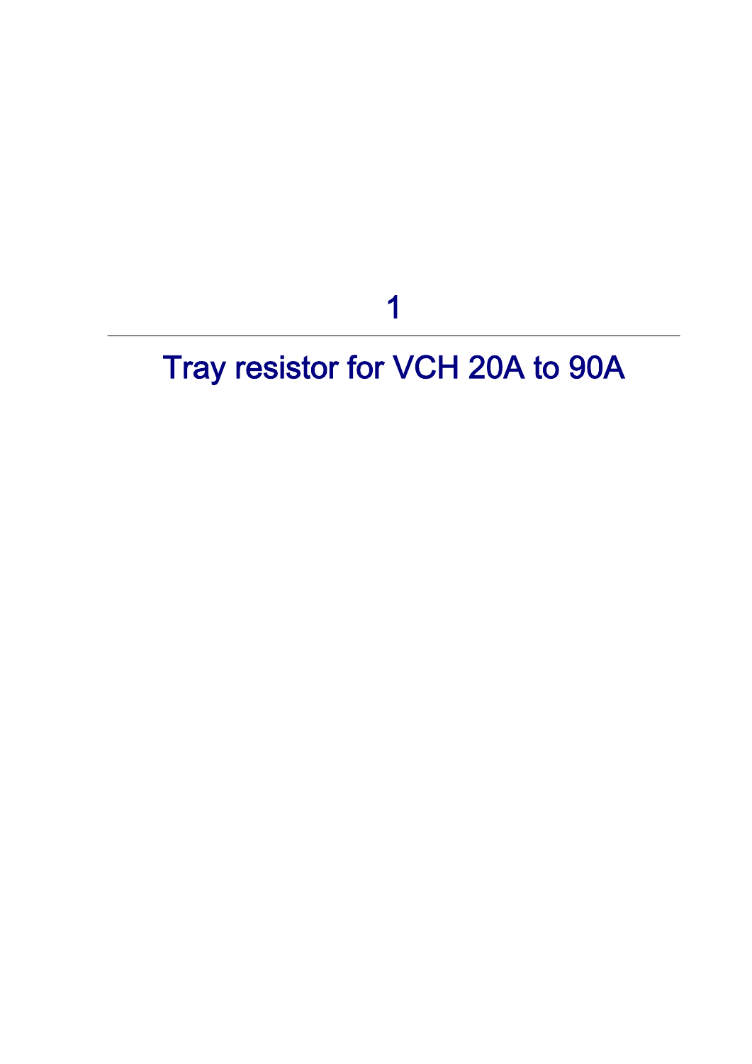# 1

# Tray resistor for VCH 20A to 90A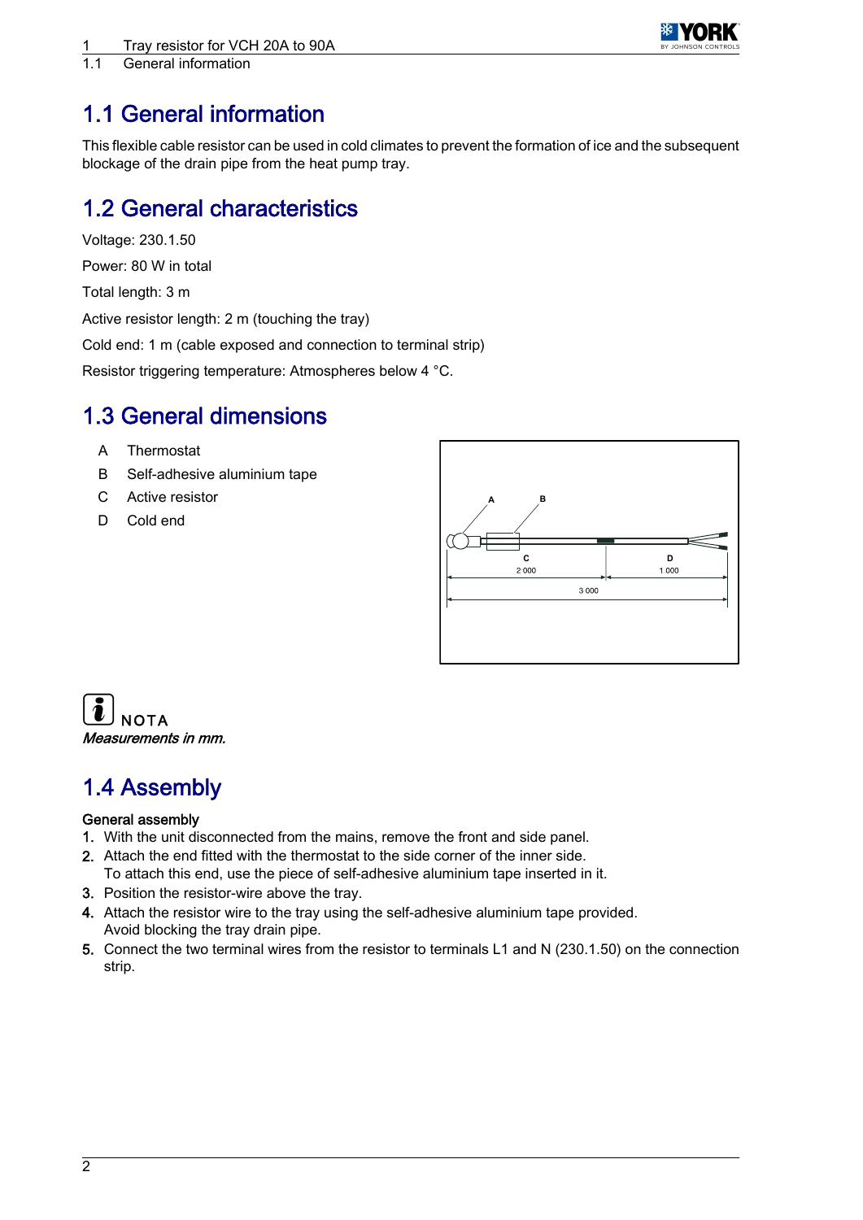# 1.1 General information

This flexible cable resistor can be used in cold climates to prevent the formation of ice and the subsequent blockage of the drain pipe from the heat pump tray.

# 1.2 General characteristics

Voltage: 230.1.50

Power: 80 W in total

Total length: 3 m

Active resistor length: 2 m (touching the tray)

Cold end: 1 m (cable exposed and connection to terminal strip)

Resistor triggering temperature: Atmospheres below 4 °C.

# 1.3 General dimensions

A Thermostat

B Self-adhesive aluminium tape

C Active resistor

D Cold end

NOTA

*Measurements in mm.*

# 1.4 Assembly

**General assembly**

1. With the unit disconnected from the mains, remove the front and side panel.
2. Attach the end fitted with the thermostat to the side corner of the inner side.
   To attach this end, use the piece of self-adhesive aluminium tape inserted in it.
3. Position the resistor-wire above the tray.
4. Attach the resistor wire to the tray using the self-adhesive aluminium tape provided.
   Avoid blocking the tray drain pipe.
5. Connect the two terminal wires from the resistor to terminals L1 and N (230.1.50) on the connection strip.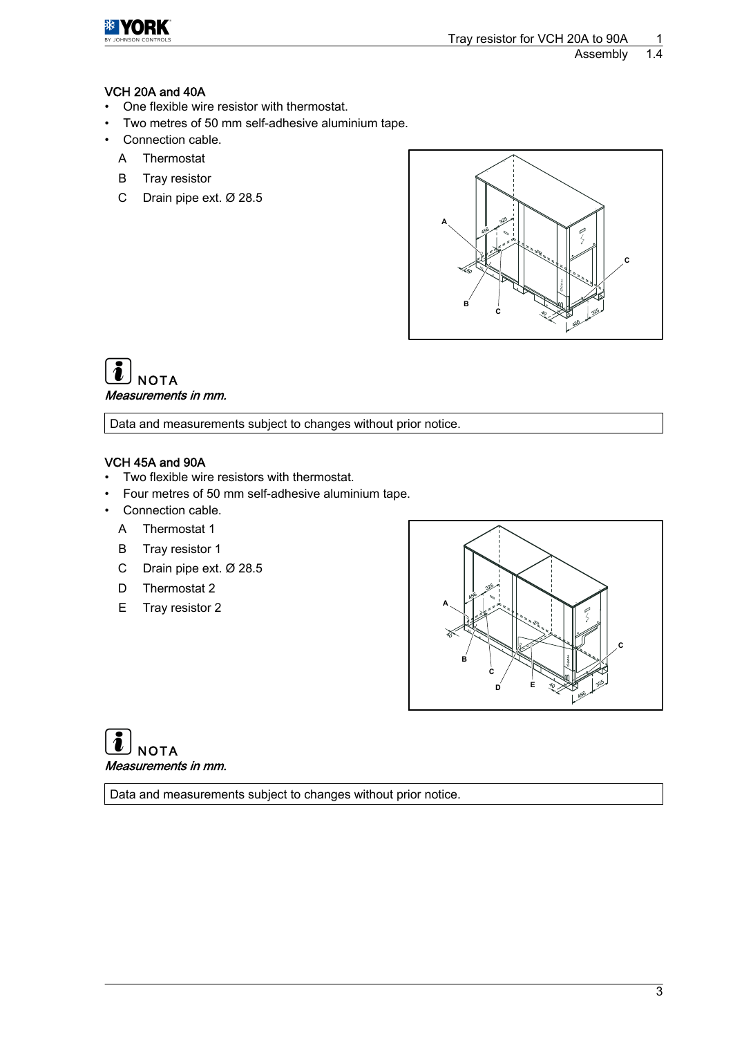### VCH 20A and 40A

- One flexible wire resistor with thermostat.
- Two metres of 50 mm self-adhesive aluminium tape.
- Connection cable.

A Thermostat

B Tray resistor

C Drain pipe ext. Ø 28.5

**NOTA**

*Measurements in mm.*

Data and measurements subject to changes without prior notice.

### VCH 45A and 90A

- Two flexible wire resistors with thermostat.
- Four metres of 50 mm self-adhesive aluminium tape.
- Connection cable.

A Thermostat 1

B Tray resistor 1

C Drain pipe ext. Ø 28.5

D Thermostat 2

E Tray resistor 2

**NOTA**

*Measurements in mm.*

Data and measurements subject to changes without prior notice.